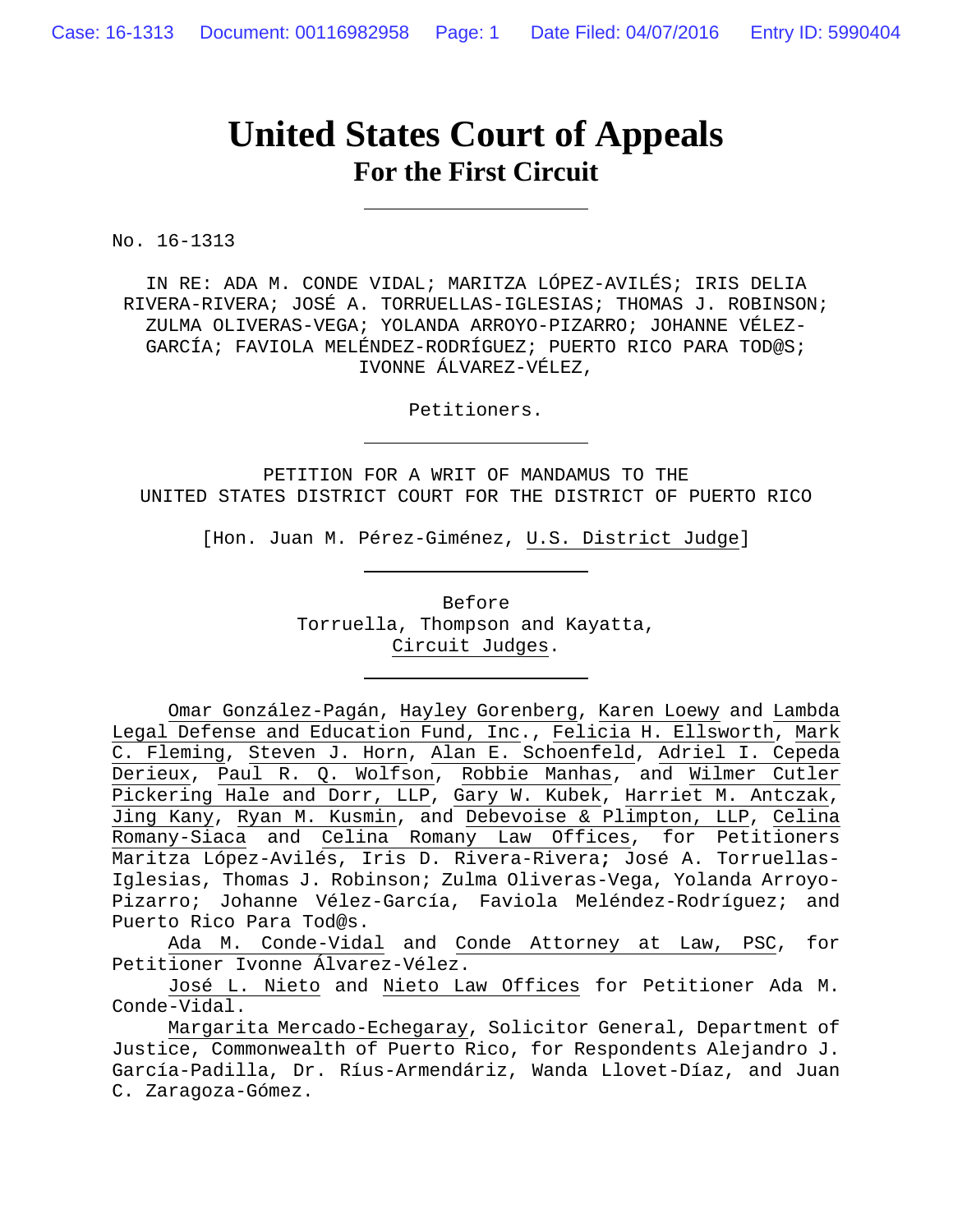# United States Court of Appeals
## For the First Circuit

---

No. 16-1313

IN RE: ADA M. CONDE VIDAL; MARITZA LÓPEZ-AVILÉS; IRIS DELIA RIVERA-RIVERA; JOSÉ A. TORRUELLAS-IGLESIAS; THOMAS J. ROBINSON; ZULMA OLIVERAS-VEGA; YOLANDA ARROYO-PIZARRO; JOHANNE VÉLEZ-GARCÍA; FAVIOLA MELÉNDEZ-RODRÍGUEZ; PUERTO RICO PARA TOD@S; IVONNE ÁLVAREZ-VÉLEZ,

Petitioners.

---

PETITION FOR A WRIT OF MANDAMUS TO THE UNITED STATES DISTRICT COURT FOR THE DISTRICT OF PUERTO RICO

[Hon. Juan M. Pérez-Giménez, U.S. District Judge]

---

Before
Torruella, Thompson and Kayatta,
Circuit Judges.

---

Omar González-Pagán, Hayley Gorenberg, Karen Loewy and Lambda Legal Defense and Education Fund, Inc., Felicia H. Ellsworth, Mark C. Fleming, Steven J. Horn, Alan E. Schoenfeld, Adriel I. Cepeda Derieux, Paul R. Q. Wolfson, Robbie Manhas, and Wilmer Cutler Pickering Hale and Dorr, LLP, Gary W. Kubek, Harriet M. Antczak, Jing Kany, Ryan M. Kusmin, and Debevoise & Plimpton, LLP, Celina Romany-Siaca and Celina Romany Law Offices, for Petitioners Maritza López-Avilés, Iris D. Rivera-Rivera; José A. Torruellas-Iglesias, Thomas J. Robinson; Zulma Oliveras-Vega, Yolanda Arroyo-Pizarro; Johanne Vélez-García, Faviola Meléndez-Rodríguez; and Puerto Rico Para Tod@s.

Ada M. Conde-Vidal and Conde Attorney at Law, PSC, for Petitioner Ivonne Álvarez-Vélez.

José L. Nieto and Nieto Law Offices for Petitioner Ada M. Conde-Vidal.

Margarita Mercado-Echegaray, Solicitor General, Department of Justice, Commonwealth of Puerto Rico, for Respondents Alejandro J. García-Padilla, Dr. Ríus-Armendáriz, Wanda Llovet-Díaz, and Juan C. Zaragoza-Gómez.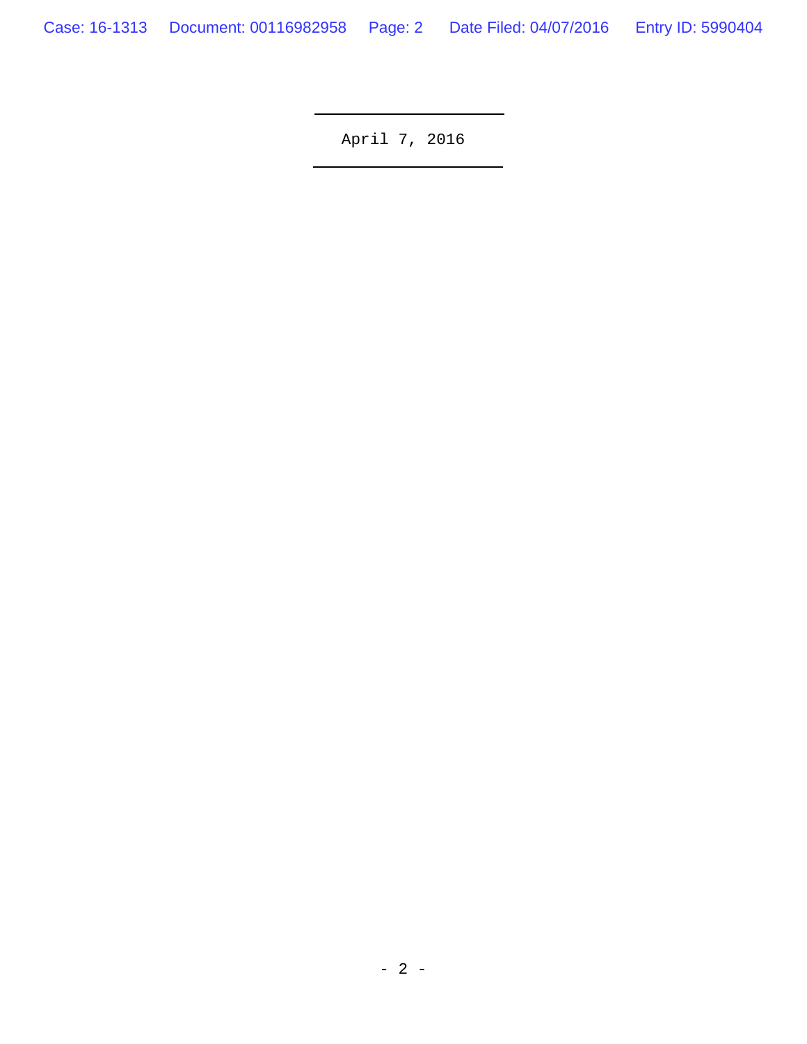April 7, 2016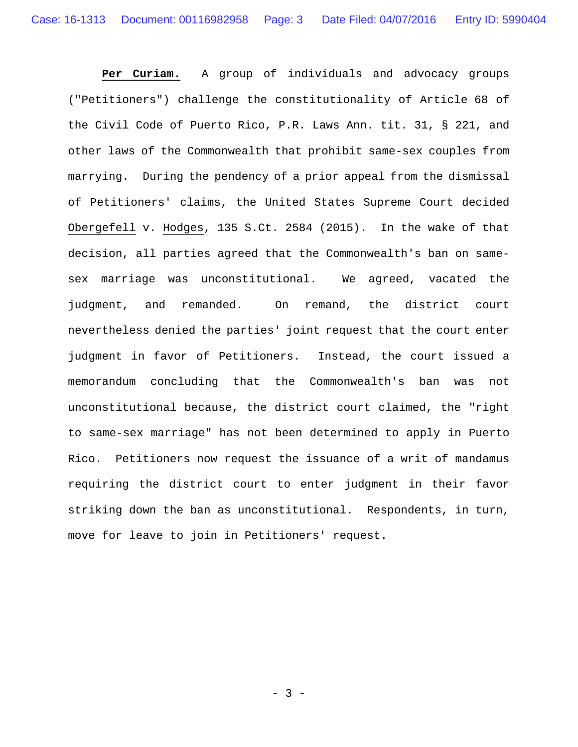**Per Curiam.** A group of individuals and advocacy groups ("Petitioners") challenge the constitutionality of Article 68 of the Civil Code of Puerto Rico, P.R. Laws Ann. tit. 31, § 221, and other laws of the Commonwealth that prohibit same-sex couples from marrying. During the pendency of a prior appeal from the dismissal of Petitioners' claims, the United States Supreme Court decided Obergefell v. Hodges, 135 S.Ct. 2584 (2015). In the wake of that decision, all parties agreed that the Commonwealth's ban on same-sex marriage was unconstitutional. We agreed, vacated the judgment, and remanded. On remand, the district court nevertheless denied the parties' joint request that the court enter judgment in favor of Petitioners. Instead, the court issued a memorandum concluding that the Commonwealth's ban was not unconstitutional because, the district court claimed, the "right to same-sex marriage" has not been determined to apply in Puerto Rico. Petitioners now request the issuance of a writ of mandamus requiring the district court to enter judgment in their favor striking down the ban as unconstitutional. Respondents, in turn, move for leave to join in Petitioners' request.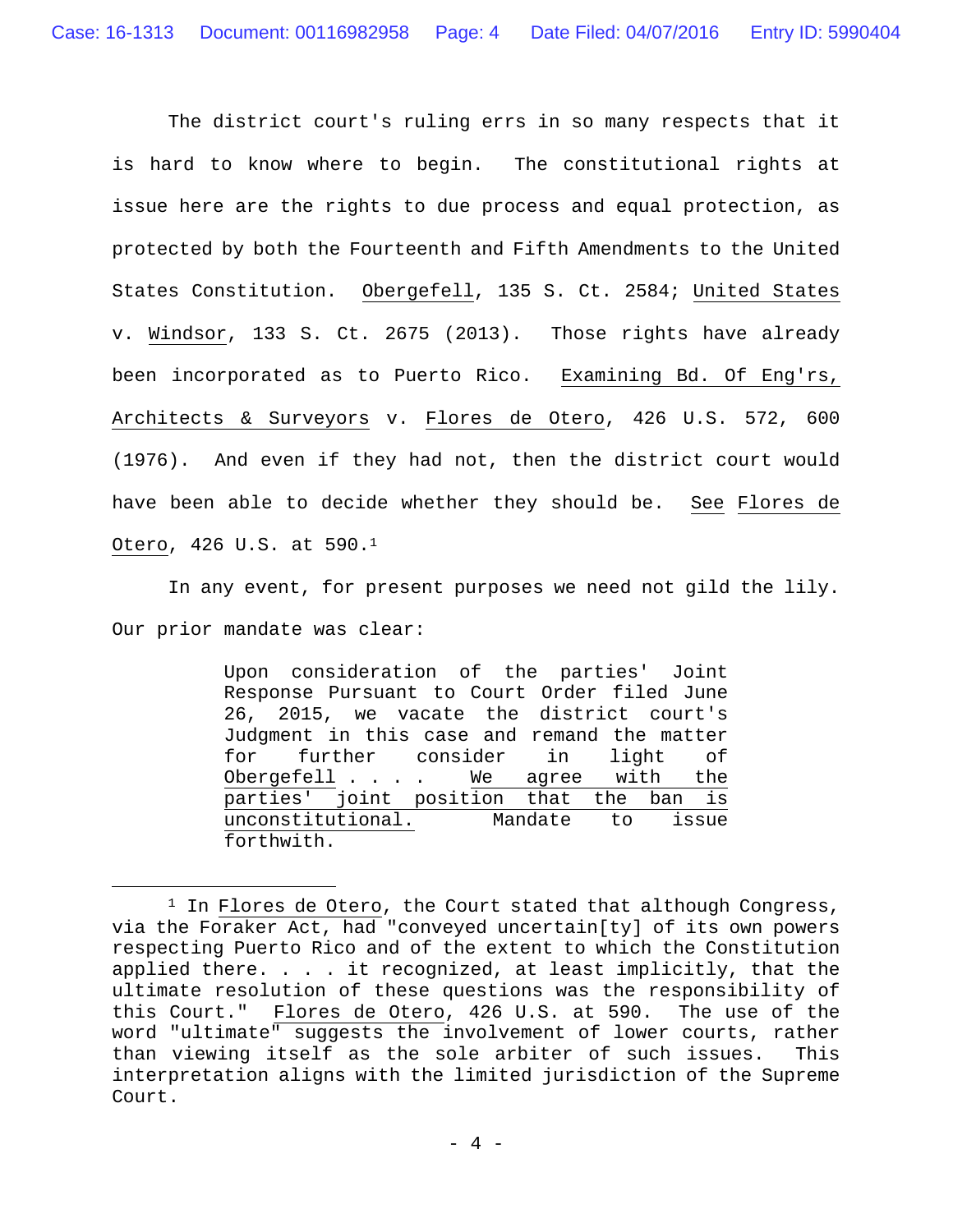The district court's ruling errs in so many respects that it is hard to know where to begin. The constitutional rights at issue here are the rights to due process and equal protection, as protected by both the Fourteenth and Fifth Amendments to the United States Constitution. Obergefell, 135 S. Ct. 2584; United States v. Windsor, 133 S. Ct. 2675 (2013). Those rights have already been incorporated as to Puerto Rico. Examining Bd. Of Eng'rs, Architects & Surveyors v. Flores de Otero, 426 U.S. 572, 600 (1976). And even if they had not, then the district court would have been able to decide whether they should be. See Flores de Otero, 426 U.S. at 590.[1]

In any event, for present purposes we need not gild the lily. Our prior mandate was clear:

> Upon consideration of the parties' Joint Response Pursuant to Court Order filed June 26, 2015, we vacate the district court's Judgment in this case and remand the matter for further consider in light of Obergefell . . . . We agree with the parties' joint position that the ban is unconstitutional. Mandate to issue forthwith.

---

[1] In Flores de Otero, the Court stated that although Congress, via the Foraker Act, had "conveyed uncertain[ty] of its own powers respecting Puerto Rico and of the extent to which the Constitution applied there. . . . it recognized, at least implicitly, that the ultimate resolution of these questions was the responsibility of this Court." Flores de Otero, 426 U.S. at 590. The use of the word "ultimate" suggests the involvement of lower courts, rather than viewing itself as the sole arbiter of such issues. This interpretation aligns with the limited jurisdiction of the Supreme Court.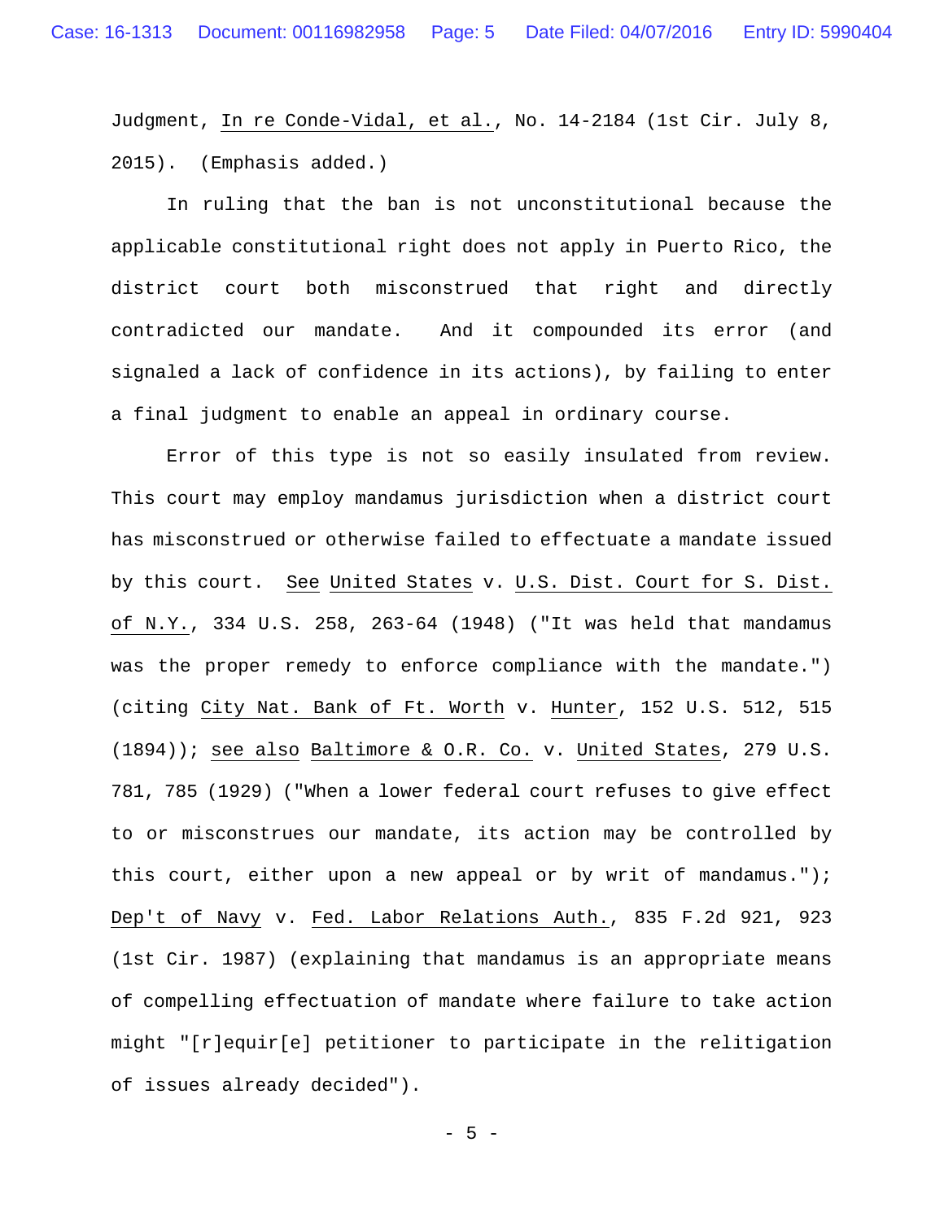Judgment, In re Conde-Vidal, et al., No. 14-2184 (1st Cir. July 8, 2015). (Emphasis added.)

In ruling that the ban is not unconstitutional because the applicable constitutional right does not apply in Puerto Rico, the district court both misconstrued that right and directly contradicted our mandate. And it compounded its error (and signaled a lack of confidence in its actions), by failing to enter a final judgment to enable an appeal in ordinary course.

Error of this type is not so easily insulated from review. This court may employ mandamus jurisdiction when a district court has misconstrued or otherwise failed to effectuate a mandate issued by this court. See United States v. U.S. Dist. Court for S. Dist. of N.Y., 334 U.S. 258, 263-64 (1948) ("It was held that mandamus was the proper remedy to enforce compliance with the mandate.") (citing City Nat. Bank of Ft. Worth v. Hunter, 152 U.S. 512, 515 (1894)); see also Baltimore & O.R. Co. v. United States, 279 U.S. 781, 785 (1929) ("When a lower federal court refuses to give effect to or misconstrues our mandate, its action may be controlled by this court, either upon a new appeal or by writ of mandamus."); Dep't of Navy v. Fed. Labor Relations Auth., 835 F.2d 921, 923 (1st Cir. 1987) (explaining that mandamus is an appropriate means of compelling effectuation of mandate where failure to take action might "[r]equir[e] petitioner to participate in the relitigation of issues already decided").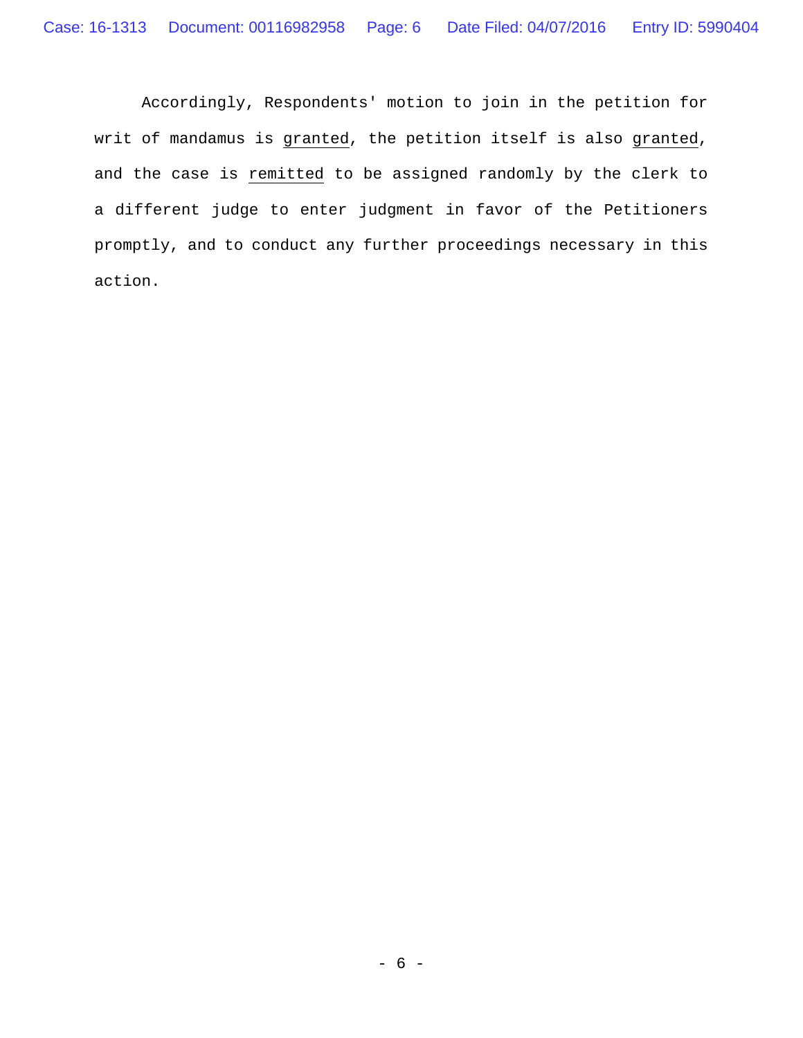Accordingly, Respondents' motion to join in the petition for writ of mandamus is granted, the petition itself is also granted, and the case is remitted to be assigned randomly by the clerk to a different judge to enter judgment in favor of the Petitioners promptly, and to conduct any further proceedings necessary in this action.